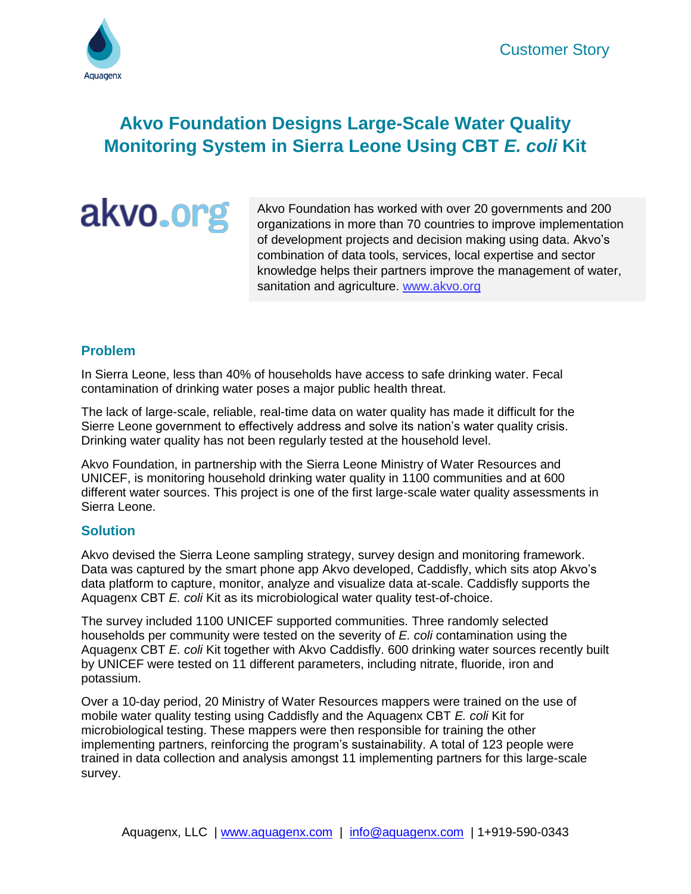Customer Story

# Akvo Foundation Designs Large-Scale Water Quality Monitoring System in Sierra Leone Using CBT *E. coli* Kit

akvo.org

Akvo Foundation has worked with over 20 governments and 200 organizations in more than 70 countries to improve implementation of development projects and decision making using data. Akvo's combination of data tools, services, local expertise and sector knowledge helps their partners improve the management of water, sanitation and agriculture. www.akvo.org

## Problem

In Sierra Leone, less than 40% of households have access to safe drinking water. Fecal contamination of drinking water poses a major public health threat.

The lack of large-scale, reliable, real-time data on water quality has made it difficult for the Sierre Leone government to effectively address and solve its nation's water quality crisis. Drinking water quality has not been regularly tested at the household level.

Akvo Foundation, in partnership with the Sierra Leone Ministry of Water Resources and UNICEF, is monitoring household drinking water quality in 1100 communities and at 600 different water sources. This project is one of the first large-scale water quality assessments in Sierra Leone.

## Solution

Akvo devised the Sierra Leone sampling strategy, survey design and monitoring framework. Data was captured by the smart phone app Akvo developed, Caddisfly, which sits atop Akvo's data platform to capture, monitor, analyze and visualize data at-scale. Caddisfly supports the Aquagenx CBT *E. coli* Kit as its microbiological water quality test-of-choice.

The survey included 1100 UNICEF supported communities. Three randomly selected households per community were tested on the severity of *E. coli* contamination using the Aquagenx CBT *E. coli* Kit together with Akvo Caddisfly. 600 drinking water sources recently built by UNICEF were tested on 11 different parameters, including nitrate, fluoride, iron and potassium.

Over a 10-day period, 20 Ministry of Water Resources mappers were trained on the use of mobile water quality testing using Caddisfly and the Aquagenx CBT *E. coli* Kit for microbiological testing. These mappers were then responsible for training the other implementing partners, reinforcing the program's sustainability. A total of 123 people were trained in data collection and analysis amongst 11 implementing partners for this large-scale survey.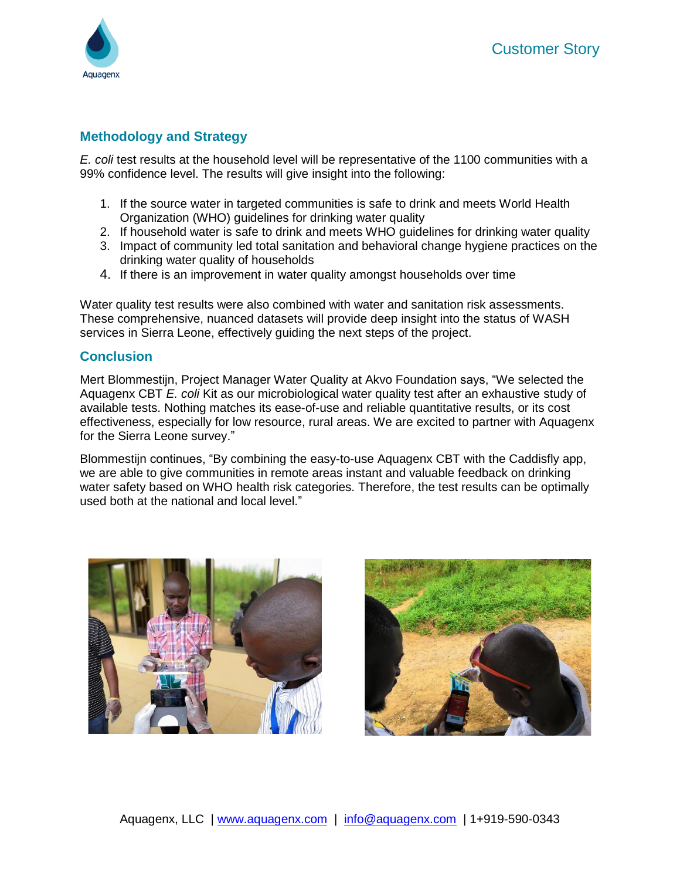## Methodology and Strategy

*E. coli* test results at the household level will be representative of the 1100 communities with a 99% confidence level. The results will give insight into the following:

1. If the source water in targeted communities is safe to drink and meets World Health Organization (WHO) guidelines for drinking water quality
2. If household water is safe to drink and meets WHO guidelines for drinking water quality
3. Impact of community led total sanitation and behavioral change hygiene practices on the drinking water quality of households
4. If there is an improvement in water quality amongst households over time

Water quality test results were also combined with water and sanitation risk assessments. These comprehensive, nuanced datasets will provide deep insight into the status of WASH services in Sierra Leone, effectively guiding the next steps of the project.

## Conclusion

Mert Blommestijn, Project Manager Water Quality at Akvo Foundation says, "We selected the Aquagenx CBT *E. coli* Kit as our microbiological water quality test after an exhaustive study of available tests. Nothing matches its ease-of-use and reliable quantitative results, or its cost effectiveness, especially for low resource, rural areas. We are excited to partner with Aquagenx for the Sierra Leone survey."

Blommestijn continues, "By combining the easy-to-use Aquagenx CBT with the Caddisfly app, we are able to give communities in remote areas instant and valuable feedback on drinking water safety based on WHO health risk categories. Therefore, the test results can be optimally used both at the national and local level."